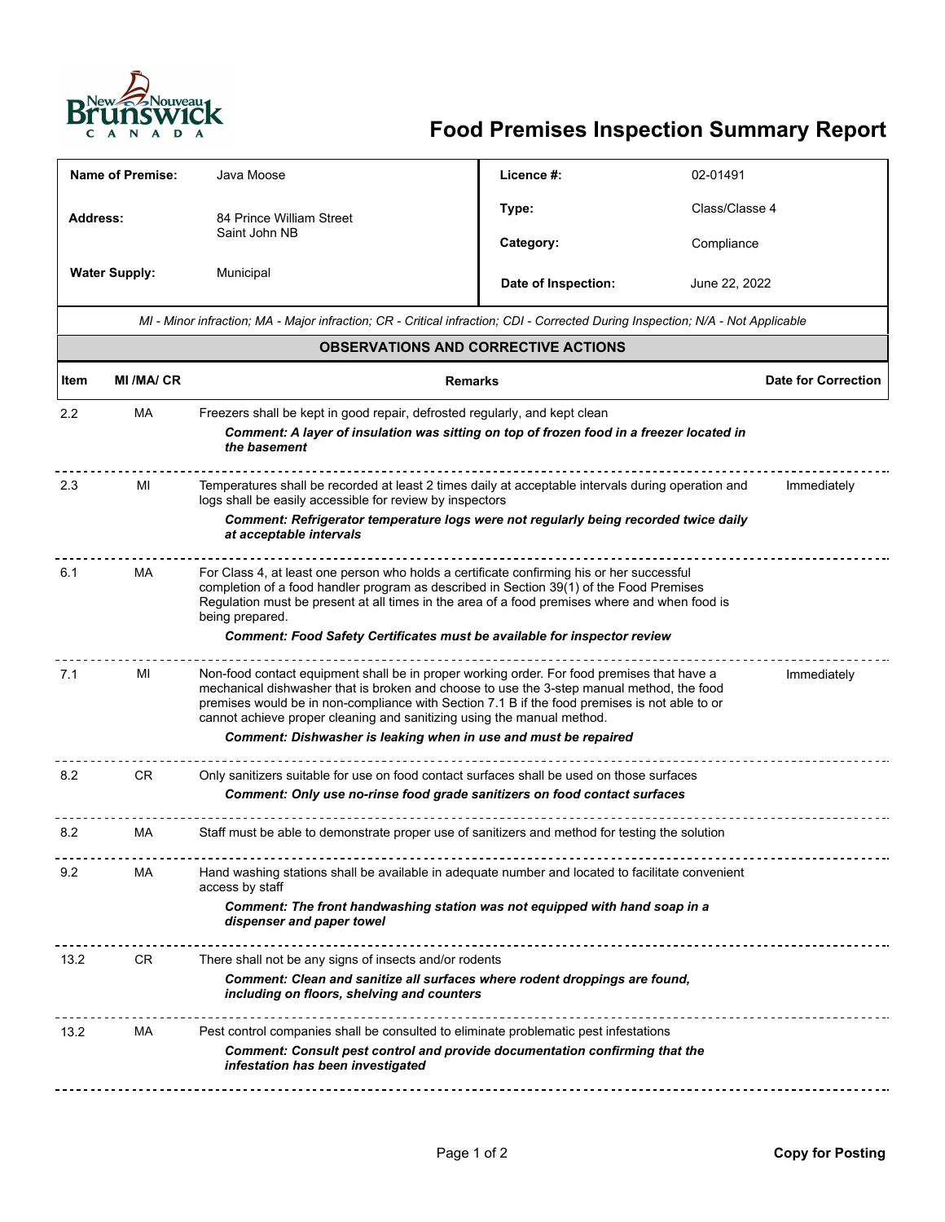# Food Premises Inspection Summary Report

| | | | |
|---|---|---|---|
| **Name of Premise:** | Java Moose | **Licence #:** | 02-01491 |
| **Address:** | 84 Prince William Street Saint John NB | **Type:** | Class/Classe 4 |
| | | **Category:** | Compliance |
| **Water Supply:** | Municipal | **Date of Inspection:** | June 22, 2022 |

*MI - Minor infraction; MA - Major infraction; CR - Critical infraction; CDI - Corrected During Inspection; N/A - Not Applicable*

## OBSERVATIONS AND CORRECTIVE ACTIONS

| Item | MI /MA/ CR | Remarks | Date for Correction |
|---|---|---|---|
| 2.2 | MA | Freezers shall be kept in good repair, defrosted regularly, and kept clean<br>***Comment: A layer of insulation was sitting on top of frozen food in a freezer located in the basement*** | |
| 2.3 | MI | Temperatures shall be recorded at least 2 times daily at acceptable intervals during operation and logs shall be easily accessible for review by inspectors<br>***Comment: Refrigerator temperature logs were not regularly being recorded twice daily at acceptable intervals*** | Immediately |
| 6.1 | MA | For Class 4, at least one person who holds a certificate confirming his or her successful completion of a food handler program as described in Section 39(1) of the Food Premises Regulation must be present at all times in the area of a food premises where and when food is being prepared.<br>***Comment: Food Safety Certificates must be available for inspector review*** | |
| 7.1 | MI | Non-food contact equipment shall be in proper working order. For food premises that have a mechanical dishwasher that is broken and choose to use the 3-step manual method, the food premises would be in non-compliance with Section 7.1 B if the food premises is not able to or cannot achieve proper cleaning and sanitizing using the manual method.<br>***Comment: Dishwasher is leaking when in use and must be repaired*** | Immediately |
| 8.2 | CR | Only sanitizers suitable for use on food contact surfaces shall be used on those surfaces<br>***Comment: Only use no-rinse food grade sanitizers on food contact surfaces*** | |
| 8.2 | MA | Staff must be able to demonstrate proper use of sanitizers and method for testing the solution | |
| 9.2 | MA | Hand washing stations shall be available in adequate number and located to facilitate convenient access by staff<br>***Comment: The front handwashing station was not equipped with hand soap in a dispenser and paper towel*** | |
| 13.2 | CR | There shall not be any signs of insects and/or rodents<br>***Comment: Clean and sanitize all surfaces where rodent droppings are found, including on floors, shelving and counters*** | |
| 13.2 | MA | Pest control companies shall be consulted to eliminate problematic pest infestations<br>***Comment: Consult pest control and provide documentation confirming that the infestation has been investigated*** | |

**Copy for Posting**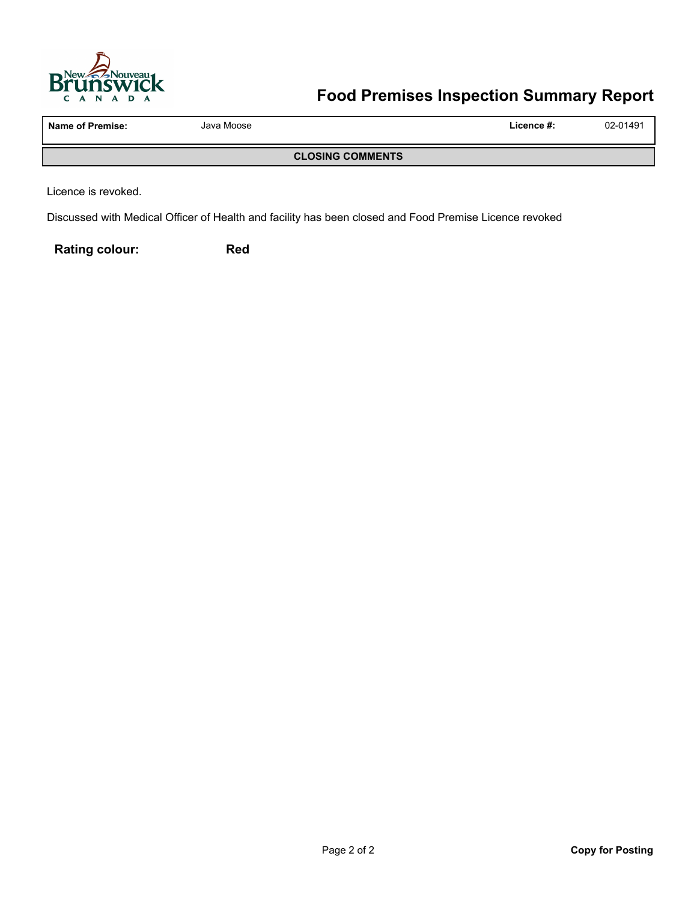# Food Premises Inspection Summary Report

| | | | |
|---|---|---|---|
| **Name of Premise:** | Java Moose | **Licence #:** | 02-01491 |

**CLOSING COMMENTS**

Licence is revoked.

Discussed with Medical Officer of Health and facility has been closed and Food Premise Licence revoked

**Rating colour:** **Red**

**Copy for Posting**